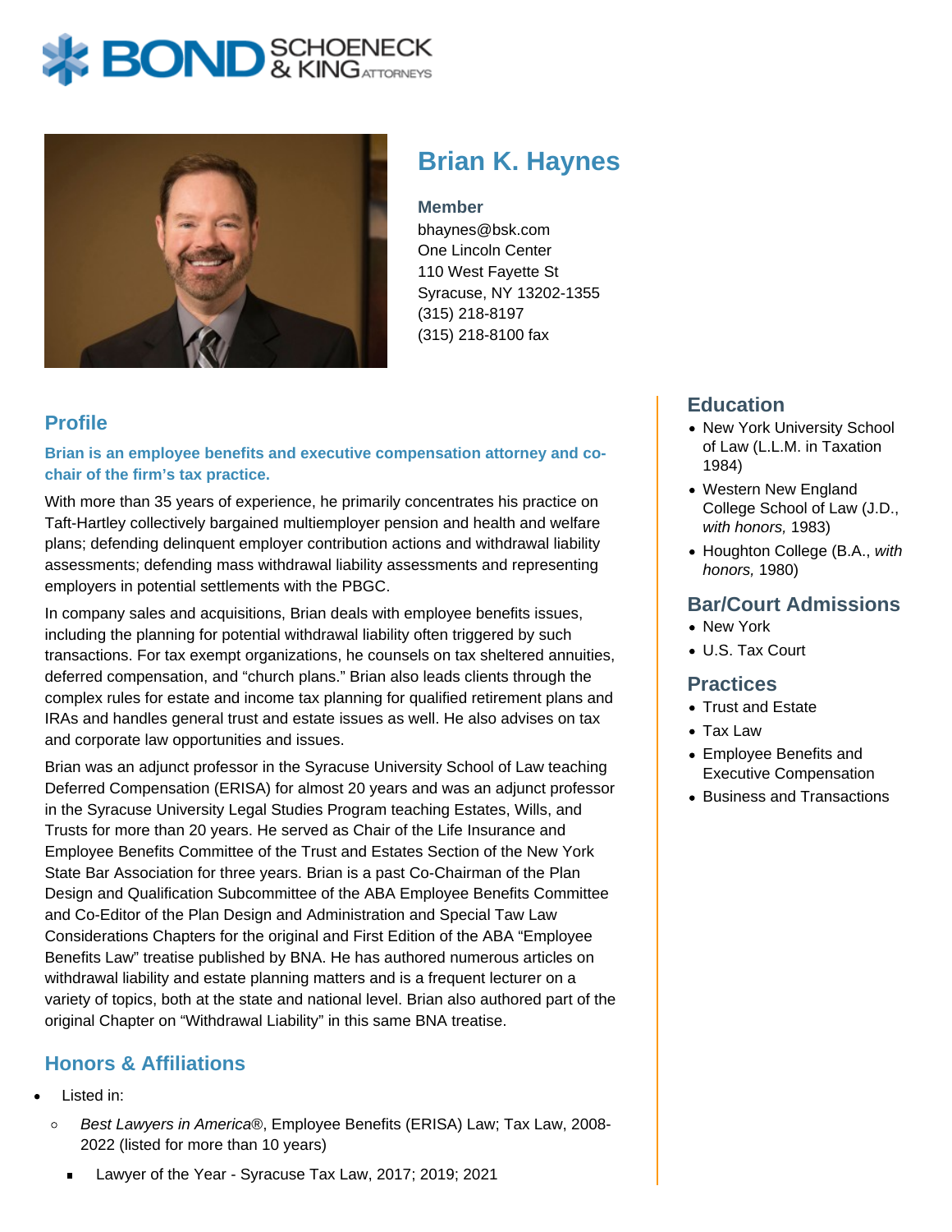# Brian K. Haynes

**Member**
bhaynes@bsk.com
One Lincoln Center
110 West Fayette St
Syracuse, NY 13202-1355
(315) 218-8197
(315) 218-8100 fax

## Profile

**Brian is an employee benefits and executive compensation attorney and co-chair of the firm's tax practice.**

With more than 35 years of experience, he primarily concentrates his practice on Taft-Hartley collectively bargained multiemployer pension and health and welfare plans; defending delinquent employer contribution actions and withdrawal liability assessments; defending mass withdrawal liability assessments and representing employers in potential settlements with the PBGC.

In company sales and acquisitions, Brian deals with employee benefits issues, including the planning for potential withdrawal liability often triggered by such transactions. For tax exempt organizations, he counsels on tax sheltered annuities, deferred compensation, and "church plans." Brian also leads clients through the complex rules for estate and income tax planning for qualified retirement plans and IRAs and handles general trust and estate issues as well. He also advises on tax and corporate law opportunities and issues.

Brian was an adjunct professor in the Syracuse University School of Law teaching Deferred Compensation (ERISA) for almost 20 years and was an adjunct professor in the Syracuse University Legal Studies Program teaching Estates, Wills, and Trusts for more than 20 years. He served as Chair of the Life Insurance and Employee Benefits Committee of the Trust and Estates Section of the New York State Bar Association for three years. Brian is a past Co-Chairman of the Plan Design and Qualification Subcommittee of the ABA Employee Benefits Committee and Co-Editor of the Plan Design and Administration and Special Taw Law Considerations Chapters for the original and First Edition of the ABA "Employee Benefits Law" treatise published by BNA. He has authored numerous articles on withdrawal liability and estate planning matters and is a frequent lecturer on a variety of topics, both at the state and national level. Brian also authored part of the original Chapter on "Withdrawal Liability" in this same BNA treatise.

## Honors & Affiliations

- Listed in:
  - *Best Lawyers in America*®, Employee Benefits (ERISA) Law; Tax Law, 2008-2022 (listed for more than 10 years)
    - Lawyer of the Year - Syracuse Tax Law, 2017; 2019; 2021

## Education

- New York University School of Law (L.L.M. in Taxation 1984)
- Western New England College School of Law (J.D., *with honors,* 1983)
- Houghton College (B.A., *with honors,* 1980)

## Bar/Court Admissions

- New York
- U.S. Tax Court

## Practices

- Trust and Estate
- Tax Law
- Employee Benefits and Executive Compensation
- Business and Transactions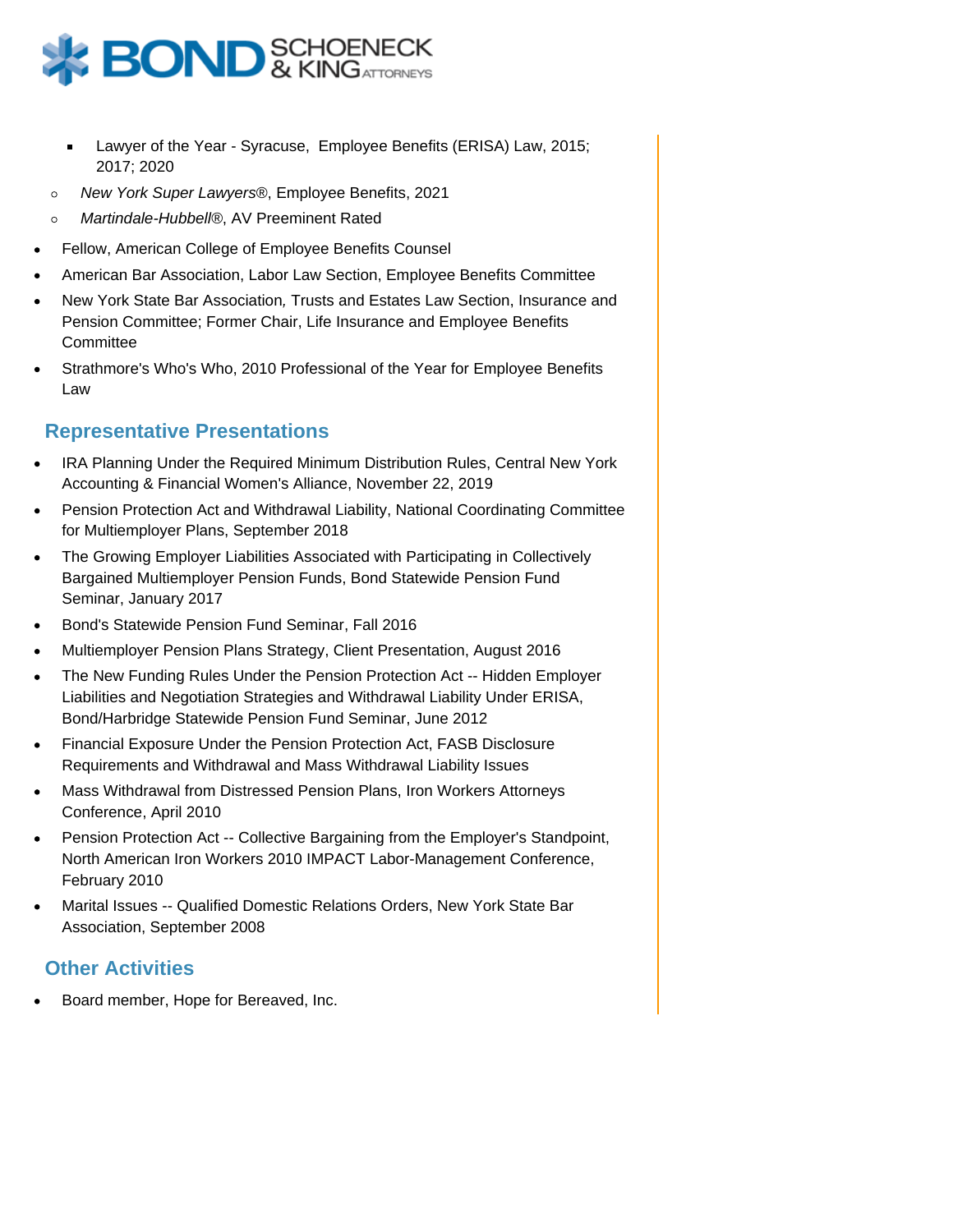- Lawyer of the Year - Syracuse, Employee Benefits (ERISA) Law, 2015; 2017; 2020
  - *New York Super Lawyers*®, Employee Benefits, 2021
  - *Martindale-Hubbell*®, AV Preeminent Rated
- Fellow, American College of Employee Benefits Counsel
- American Bar Association, Labor Law Section, Employee Benefits Committee
- New York State Bar Association, Trusts and Estates Law Section, Insurance and Pension Committee; Former Chair, Life Insurance and Employee Benefits Committee
- Strathmore's Who's Who, 2010 Professional of the Year for Employee Benefits Law

## Representative Presentations

- IRA Planning Under the Required Minimum Distribution Rules, Central New York Accounting & Financial Women's Alliance, November 22, 2019
- Pension Protection Act and Withdrawal Liability, National Coordinating Committee for Multiemployer Plans, September 2018
- The Growing Employer Liabilities Associated with Participating in Collectively Bargained Multiemployer Pension Funds, Bond Statewide Pension Fund Seminar, January 2017
- Bond's Statewide Pension Fund Seminar, Fall 2016
- Multiemployer Pension Plans Strategy, Client Presentation, August 2016
- The New Funding Rules Under the Pension Protection Act -- Hidden Employer Liabilities and Negotiation Strategies and Withdrawal Liability Under ERISA, Bond/Harbridge Statewide Pension Fund Seminar, June 2012
- Financial Exposure Under the Pension Protection Act, FASB Disclosure Requirements and Withdrawal and Mass Withdrawal Liability Issues
- Mass Withdrawal from Distressed Pension Plans, Iron Workers Attorneys Conference, April 2010
- Pension Protection Act -- Collective Bargaining from the Employer's Standpoint, North American Iron Workers 2010 IMPACT Labor-Management Conference, February 2010
- Marital Issues -- Qualified Domestic Relations Orders, New York State Bar Association, September 2008

## Other Activities

- Board member, Hope for Bereaved, Inc.